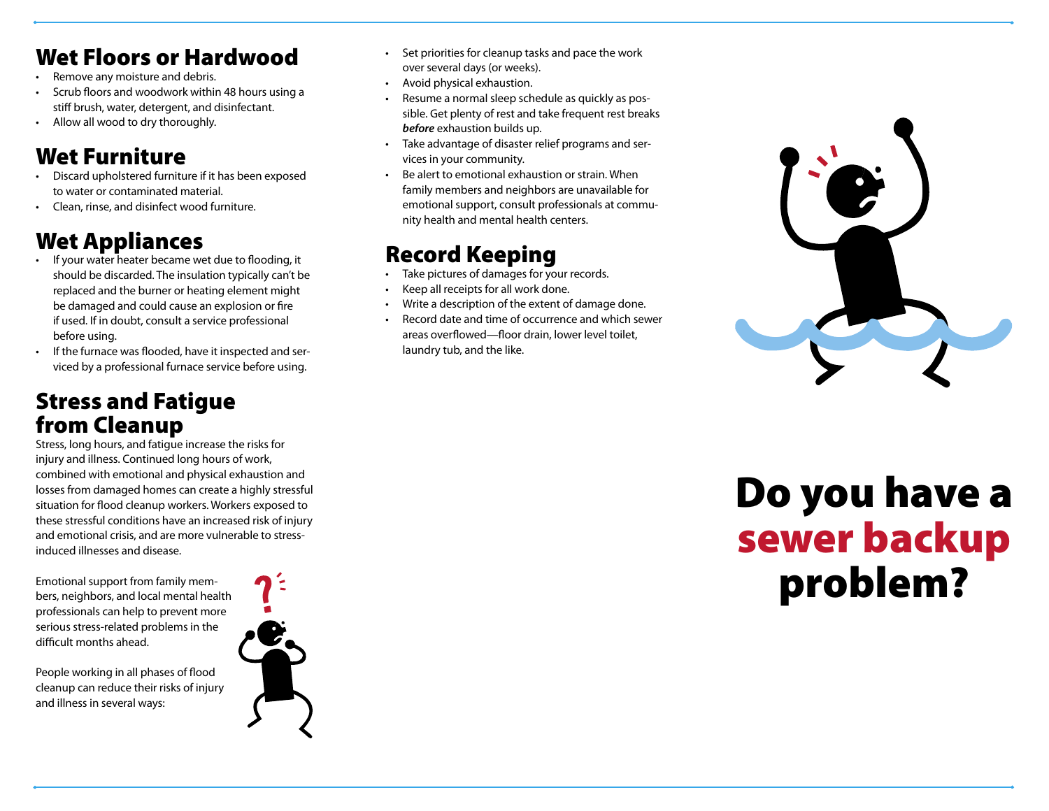## Wet Floors or Hardwood

- Remove any moisture and debris.
- Scrub floors and woodwork within 48 hours using a stiff brush, water, detergent, and disinfectant.
- Allow all wood to dry thoroughly.

## Wet Furniture

- Discard upholstered furniture if it has been exposed to water or contaminated material.
- Clean, rinse, and disinfect wood furniture.

## Wet Appliances

- If your water heater became wet due to flooding, it should be discarded. The insulation typically can't be replaced and the burner or heating element might be damaged and could cause an explosion or fire if used. If in doubt, consult a service professional before using.
- If the furnace was flooded, have it inspected and serviced by a professional furnace service before using.

## Stress and Fatigue from Cleanup

Stress, long hours, and fatigue increase the risks for injury and illness. Continued long hours of work, combined with emotional and physical exhaustion and losses from damaged homes can create a highly stressful situation for flood cleanup workers. Workers exposed to these stressful conditions have an increased risk of injury and emotional crisis, and are more vulnerable to stress-induced illnesses and disease.

Emotional support from family members, neighbors, and local mental health professionals can help to prevent more serious stress-related problems in the difficult months ahead.

People working in all phases of flood cleanup can reduce their risks of injury and illness in several ways:

- Set priorities for cleanup tasks and pace the work over several days (or weeks).
- Avoid physical exhaustion.
- Resume a normal sleep schedule as quickly as possible. Get plenty of rest and take frequent rest breaks ***before*** exhaustion builds up.
- Take advantage of disaster relief programs and services in your community.
- Be alert to emotional exhaustion or strain. When family members and neighbors are unavailable for emotional support, consult professionals at community health and mental health centers.

## Record Keeping

- Take pictures of damages for your records.
- Keep all receipts for all work done.
- Write a description of the extent of damage done.
- Record date and time of occurrence and which sewer areas overflowed—floor drain, lower level toilet, laundry tub, and the like.

# Do you have a sewer backup problem?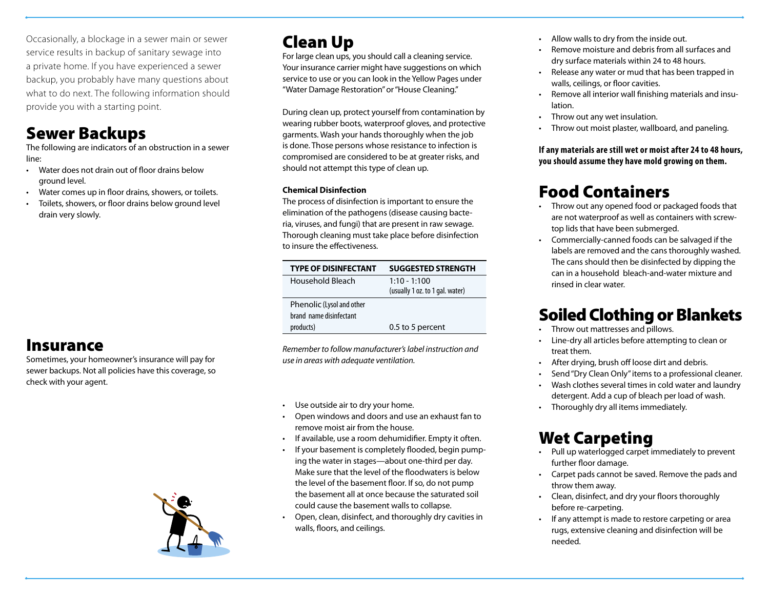Occasionally, a blockage in a sewer main or sewer service results in backup of sanitary sewage into a private home. If you have experienced a sewer backup, you probably have many questions about what to do next. The following information should provide you with a starting point.

## Sewer Backups

The following are indicators of an obstruction in a sewer line:

- Water does not drain out of floor drains below ground level.
- Water comes up in floor drains, showers, or toilets.
- Toilets, showers, or floor drains below ground level drain very slowly.

## Insurance

Sometimes, your homeowner's insurance will pay for sewer backups. Not all policies have this coverage, so check with your agent.

## Clean Up

For large clean ups, you should call a cleaning service. Your insurance carrier might have suggestions on which service to use or you can look in the Yellow Pages under "Water Damage Restoration" or "House Cleaning."

During clean up, protect yourself from contamination by wearing rubber boots, waterproof gloves, and protective garments. Wash your hands thoroughly when the job is done. Those persons whose resistance to infection is compromised are considered to be at greater risks, and should not attempt this type of clean up.

**Chemical Disinfection**

The process of disinfection is important to ensure the elimination of the pathogens (disease causing bacteria, viruses, and fungi) that are present in raw sewage. Thorough cleaning must take place before disinfection to insure the effectiveness.

| TYPE OF DISINFECTANT | SUGGESTED STRENGTH |
|---|---|
| Household Bleach | 1:10 - 1:100 (usually 1 oz. to 1 gal. water) |
| Phenolic (Lysol and other brand name disinfectant products) | 0.5 to 5 percent |

*Remember to follow manufacturer's label instruction and use in areas with adequate ventilation.*

- Use outside air to dry your home.
- Open windows and doors and use an exhaust fan to remove moist air from the house.
- If available, use a room dehumidifier. Empty it often.
- If your basement is completely flooded, begin pumping the water in stages—about one-third per day. Make sure that the level of the floodwaters is below the level of the basement floor. If so, do not pump the basement all at once because the saturated soil could cause the basement walls to collapse.
- Open, clean, disinfect, and thoroughly dry cavities in walls, floors, and ceilings.
- Allow walls to dry from the inside out.
- Remove moisture and debris from all surfaces and dry surface materials within 24 to 48 hours.
- Release any water or mud that has been trapped in walls, ceilings, or floor cavities.
- Remove all interior wall finishing materials and insulation.
- Throw out any wet insulation.
- Throw out moist plaster, wallboard, and paneling.

**If any materials are still wet or moist after 24 to 48 hours, you should assume they have mold growing on them.**

## Food Containers

- Throw out any opened food or packaged foods that are not waterproof as well as containers with screw-top lids that have been submerged.
- Commercially-canned foods can be salvaged if the labels are removed and the cans thoroughly washed. The cans should then be disinfected by dipping the can in a household bleach-and-water mixture and rinsed in clear water.

## Soiled Clothing or Blankets

- Throw out mattresses and pillows.
- Line-dry all articles before attempting to clean or treat them.
- After drying, brush off loose dirt and debris.
- Send "Dry Clean Only" items to a professional cleaner.
- Wash clothes several times in cold water and laundry detergent. Add a cup of bleach per load of wash.
- Thoroughly dry all items immediately.

## Wet Carpeting

- Pull up waterlogged carpet immediately to prevent further floor damage.
- Carpet pads cannot be saved. Remove the pads and throw them away.
- Clean, disinfect, and dry your floors thoroughly before re-carpeting.
- If any attempt is made to restore carpeting or area rugs, extensive cleaning and disinfection will be needed.